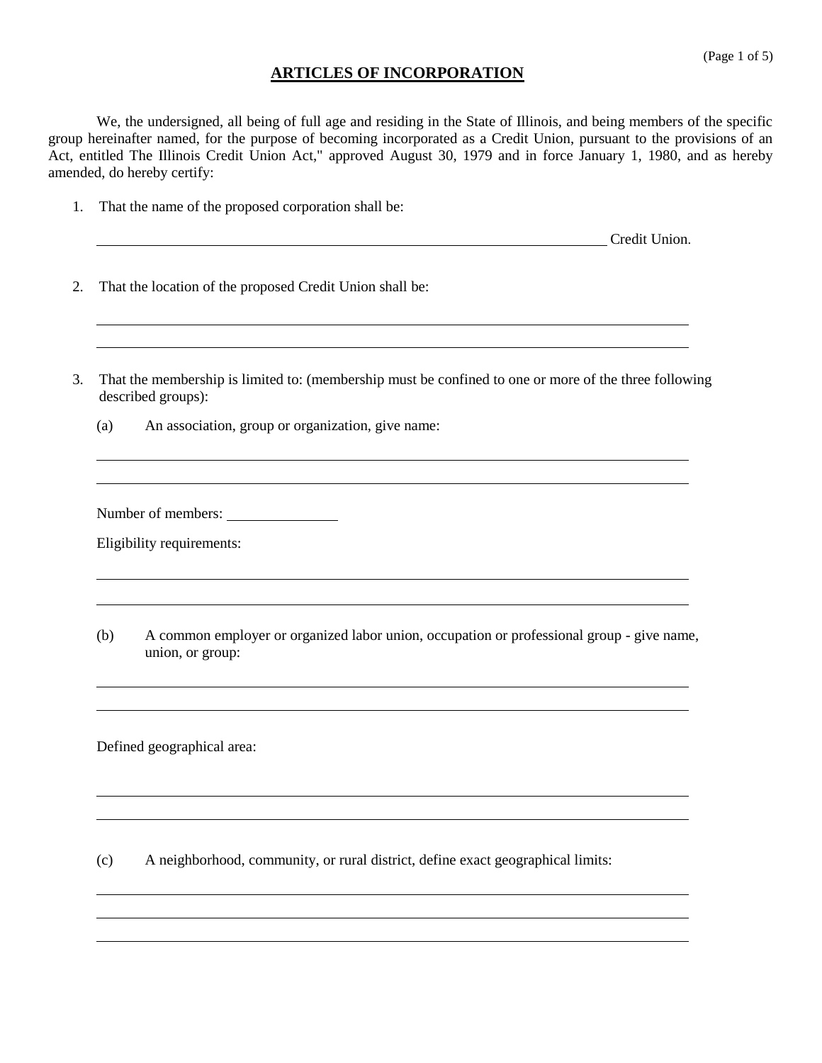# ARTICLES OF INCORPORATION

We, the undersigned, all being of full age and residing in the State of Illinois, and being members of the specific group hereinafter named, for the purpose of becoming incorporated as a Credit Union, pursuant to the provisions of an Act, entitled The Illinois Credit Union Act," approved August 30, 1979 and in force January 1, 1980, and as hereby amended, do hereby certify:

1. That the name of the proposed corporation shall be:

   ____________________________________________ Credit Union.

2. That the location of the proposed Credit Union shall be:

   ____________________________________________

   ____________________________________________

3. That the membership is limited to: (membership must be confined to one or more of the three following described groups):

   (a) An association, group or organization, give name:

   ____________________________________________

   ____________________________________________

   Number of members: ______________

   Eligibility requirements:

   ____________________________________________

   ____________________________________________

   (b) A common employer or organized labor union, occupation or professional group - give name, union, or group:

   ____________________________________________

   ____________________________________________

   Defined geographical area:

   ____________________________________________

   ____________________________________________

   (c) A neighborhood, community, or rural district, define exact geographical limits:

   ____________________________________________

   ____________________________________________

   ____________________________________________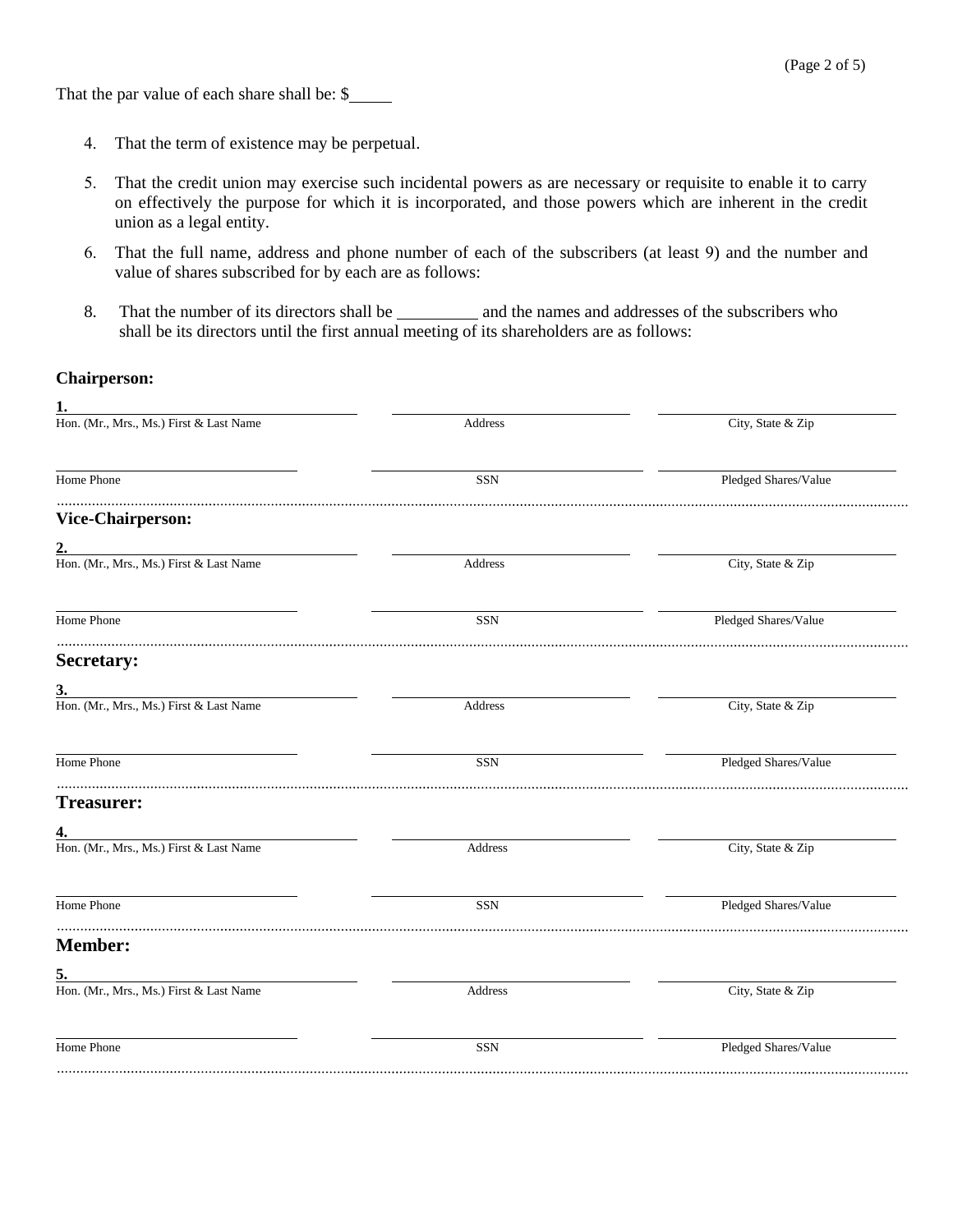That the par value of each share shall be: $_____

4. That the term of existence may be perpetual.

5. That the credit union may exercise such incidental powers as are necessary or requisite to enable it to carry on effectively the purpose for which it is incorporated, and those powers which are inherent in the credit union as a legal entity.

6. That the full name, address and phone number of each of the subscribers (at least 9) and the number and value of shares subscribed for by each are as follows:

8. That the number of its directors shall be _________ and the names and addresses of the subscribers who shall be its directors until the first annual meeting of its shareholders are as follows:

**Chairperson:**

| 1. | | |
|---|---|---|
| Hon. (Mr., Mrs., Ms.) First & Last Name | Address | City, State & Zip |
| | | |
| Home Phone | SSN | Pledged Shares/Value |

**Vice-Chairperson:**

| 2. | | |
|---|---|---|
| Hon. (Mr., Mrs., Ms.) First & Last Name | Address | City, State & Zip |
| | | |
| Home Phone | SSN | Pledged Shares/Value |

**Secretary:**

| 3. | | |
|---|---|---|
| Hon. (Mr., Mrs., Ms.) First & Last Name | Address | City, State & Zip |
| | | |
| Home Phone | SSN | Pledged Shares/Value |

**Treasurer:**

| 4. | | |
|---|---|---|
| Hon. (Mr., Mrs., Ms.) First & Last Name | Address | City, State & Zip |
| | | |
| Home Phone | SSN | Pledged Shares/Value |

**Member:**

| 5. | | |
|---|---|---|
| Hon. (Mr., Mrs., Ms.) First & Last Name | Address | City, State & Zip |
| | | |
| Home Phone | SSN | Pledged Shares/Value |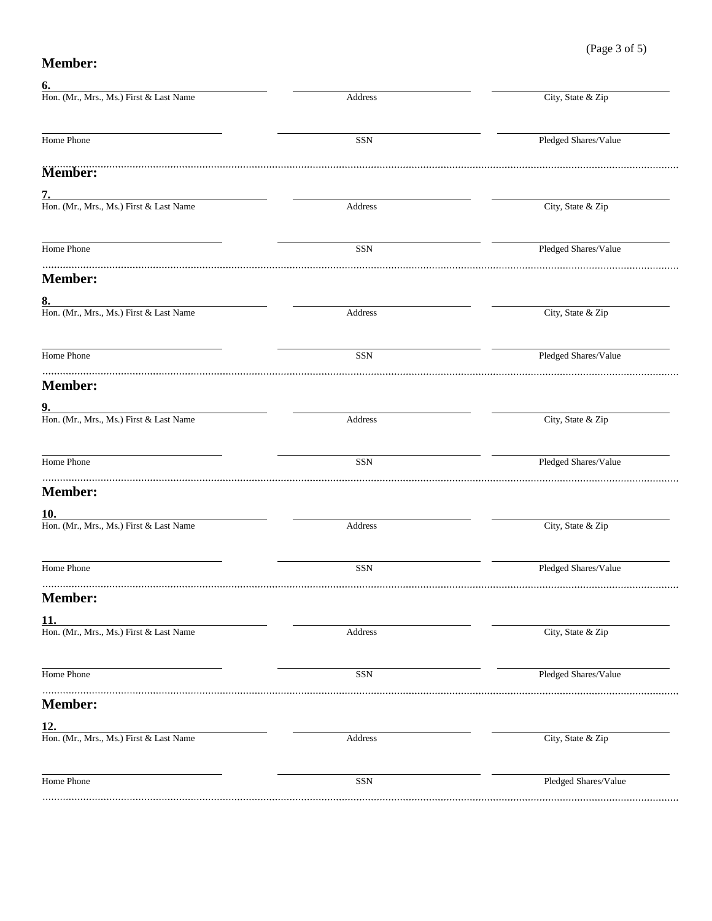**Member:**

6. ______________________ ______________________ ______________________

Hon. (Mr., Mrs., Ms.) First & Last Name | Address | City, State & Zip

______________________ ______________________ ______________________

Home Phone | SSN | Pledged Shares/Value

---

**Member:**

7. ______________________ ______________________ ______________________

Hon. (Mr., Mrs., Ms.) First & Last Name | Address | City, State & Zip

______________________ ______________________ ______________________

Home Phone | SSN | Pledged Shares/Value

---

**Member:**

8. ______________________ ______________________ ______________________

Hon. (Mr., Mrs., Ms.) First & Last Name | Address | City, State & Zip

______________________ ______________________ ______________________

Home Phone | SSN | Pledged Shares/Value

---

**Member:**

9. ______________________ ______________________ ______________________

Hon. (Mr., Mrs., Ms.) First & Last Name | Address | City, State & Zip

______________________ ______________________ ______________________

Home Phone | SSN | Pledged Shares/Value

---

**Member:**

10. ______________________ ______________________ ______________________

Hon. (Mr., Mrs., Ms.) First & Last Name | Address | City, State & Zip

______________________ ______________________ ______________________

Home Phone | SSN | Pledged Shares/Value

---

**Member:**

11. ______________________ ______________________ ______________________

Hon. (Mr., Mrs., Ms.) First & Last Name | Address | City, State & Zip

______________________ ______________________ ______________________

Home Phone | SSN | Pledged Shares/Value

---

**Member:**

12. ______________________ ______________________ ______________________

Hon. (Mr., Mrs., Ms.) First & Last Name | Address | City, State & Zip

______________________ ______________________ ______________________

Home Phone | SSN | Pledged Shares/Value

---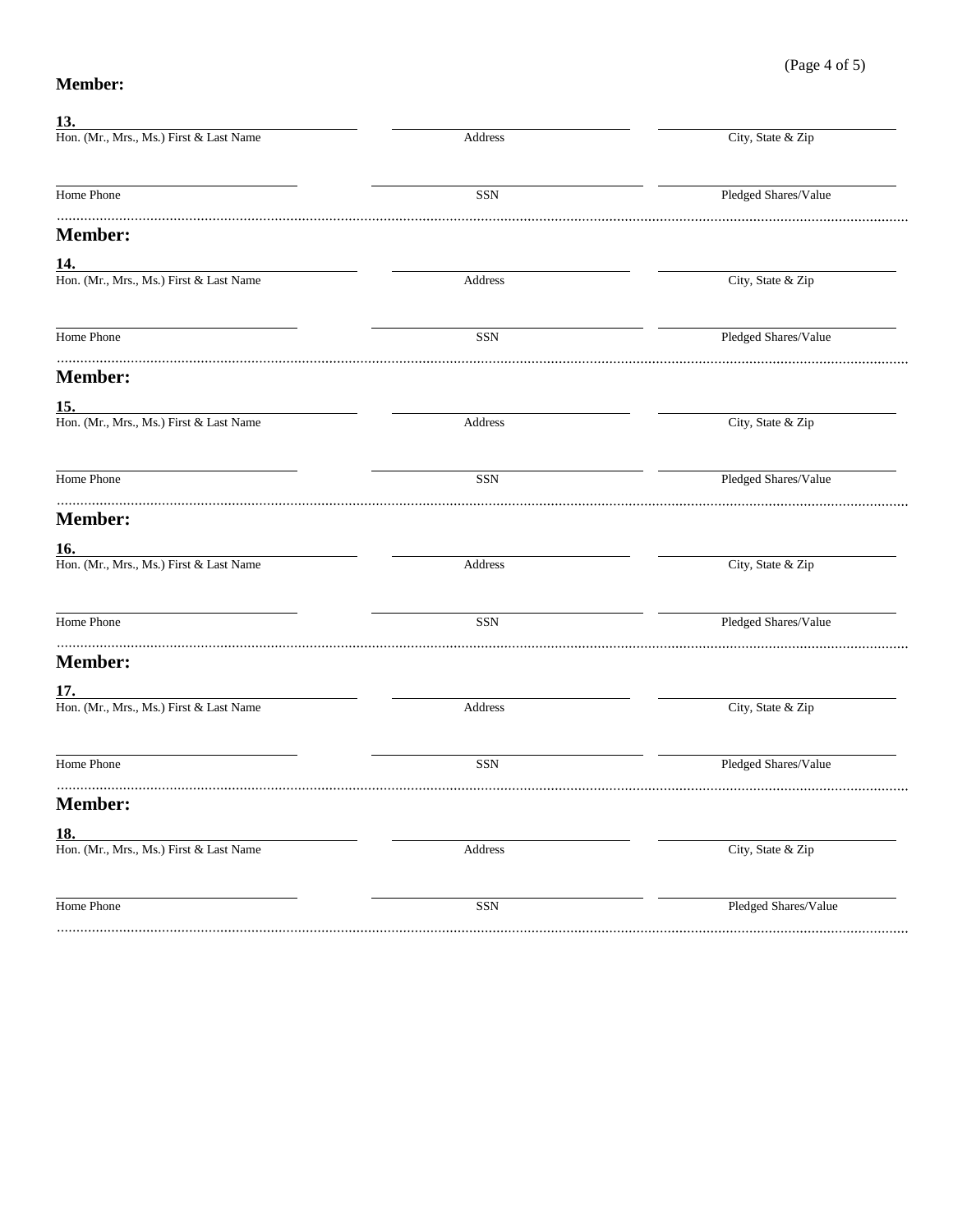**Member:**

**13.** ______________________________ | ______________________________ | ______________________________
Hon. (Mr., Mrs., Ms.) First & Last Name | Address | City, State & Zip

______________________________ | ______________________________ | ______________________________
Home Phone | SSN | Pledged Shares/Value

---

**Member:**

**14.** ______________________________ | ______________________________ | ______________________________
Hon. (Mr., Mrs., Ms.) First & Last Name | Address | City, State & Zip

______________________________ | ______________________________ | ______________________________
Home Phone | SSN | Pledged Shares/Value

---

**Member:**

**15.** ______________________________ | ______________________________ | ______________________________
Hon. (Mr., Mrs., Ms.) First & Last Name | Address | City, State & Zip

______________________________ | ______________________________ | ______________________________
Home Phone | SSN | Pledged Shares/Value

---

**Member:**

**16.** ______________________________ | ______________________________ | ______________________________
Hon. (Mr., Mrs., Ms.) First & Last Name | Address | City, State & Zip

______________________________ | ______________________________ | ______________________________
Home Phone | SSN | Pledged Shares/Value

---

**Member:**

**17.** ______________________________ | ______________________________ | ______________________________
Hon. (Mr., Mrs., Ms.) First & Last Name | Address | City, State & Zip

______________________________ | ______________________________ | ______________________________
Home Phone | SSN | Pledged Shares/Value

---

**Member:**

**18.** ______________________________ | ______________________________ | ______________________________
Hon. (Mr., Mrs., Ms.) First & Last Name | Address | City, State & Zip

______________________________ | ______________________________ | ______________________________
Home Phone | SSN | Pledged Shares/Value

---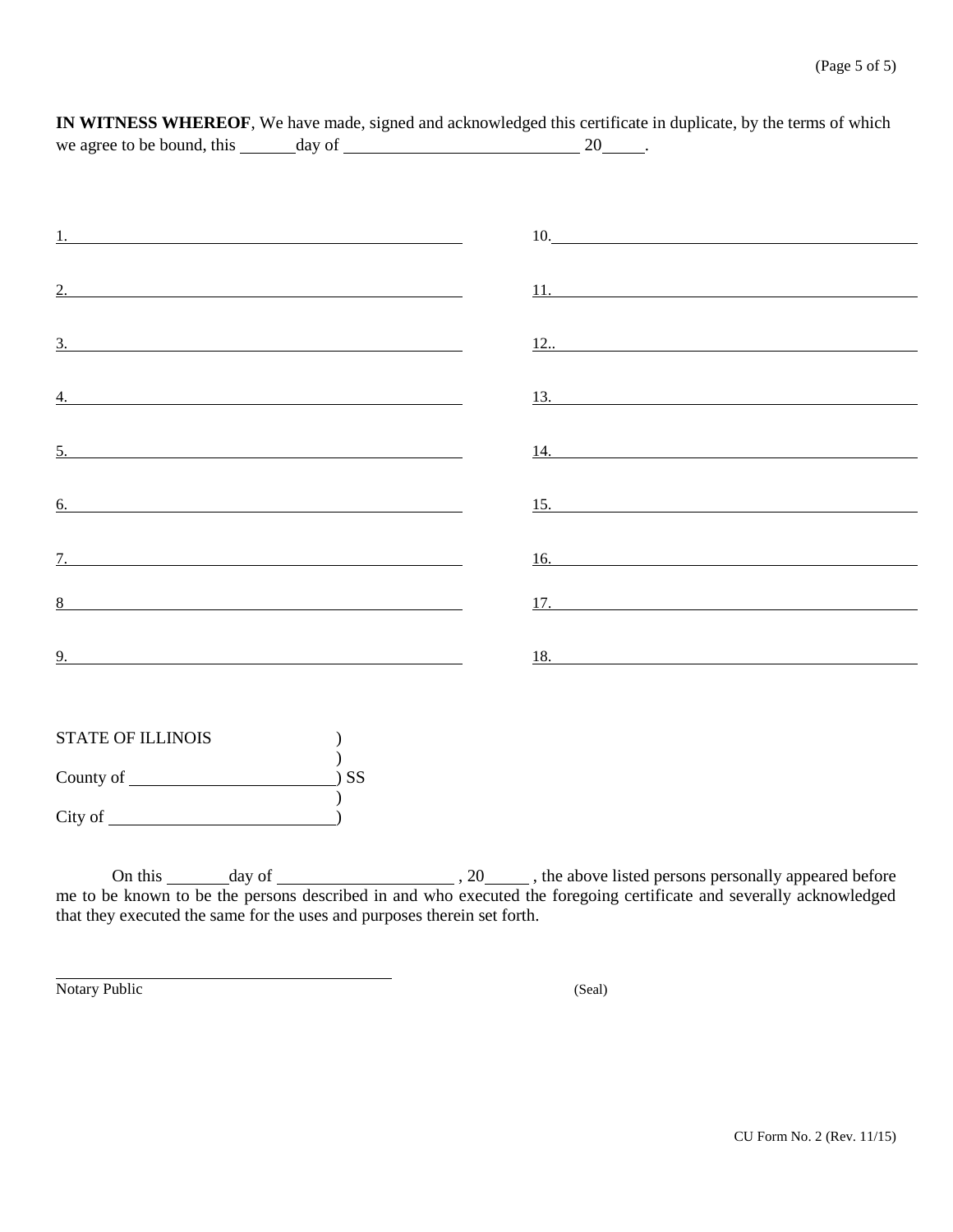**IN WITNESS WHEREOF**, We have made, signed and acknowledged this certificate in duplicate, by the terms of which we agree to be bound, this ______day of ____________________________ 20_____.

| | |
|---|---|
| 1. ________________________________ | 10. ________________________________ |
| 2. ________________________________ | 11. ________________________________ |
| 3. ________________________________ | 12.. ________________________________ |
| 4. ________________________________ | 13. ________________________________ |
| 5. ________________________________ | 14. ________________________________ |
| 6. ________________________________ | 15. ________________________________ |
| 7. ________________________________ | 16. ________________________________ |
| 8 ________________________________ | 17. ________________________________ |
| 9. ________________________________ | 18. ________________________________ |

STATE OF ILLINOIS )
)
County of ________________________) SS
)
City of __________________________)

On this _______day of ____________________ , 20_____ , the above listed persons personally appeared before me to be known to be the persons described in and who executed the foregoing certificate and severally acknowledged that they executed the same for the uses and purposes therein set forth.

________________________________________
Notary Public (Seal)

CU Form No. 2 (Rev. 11/15)